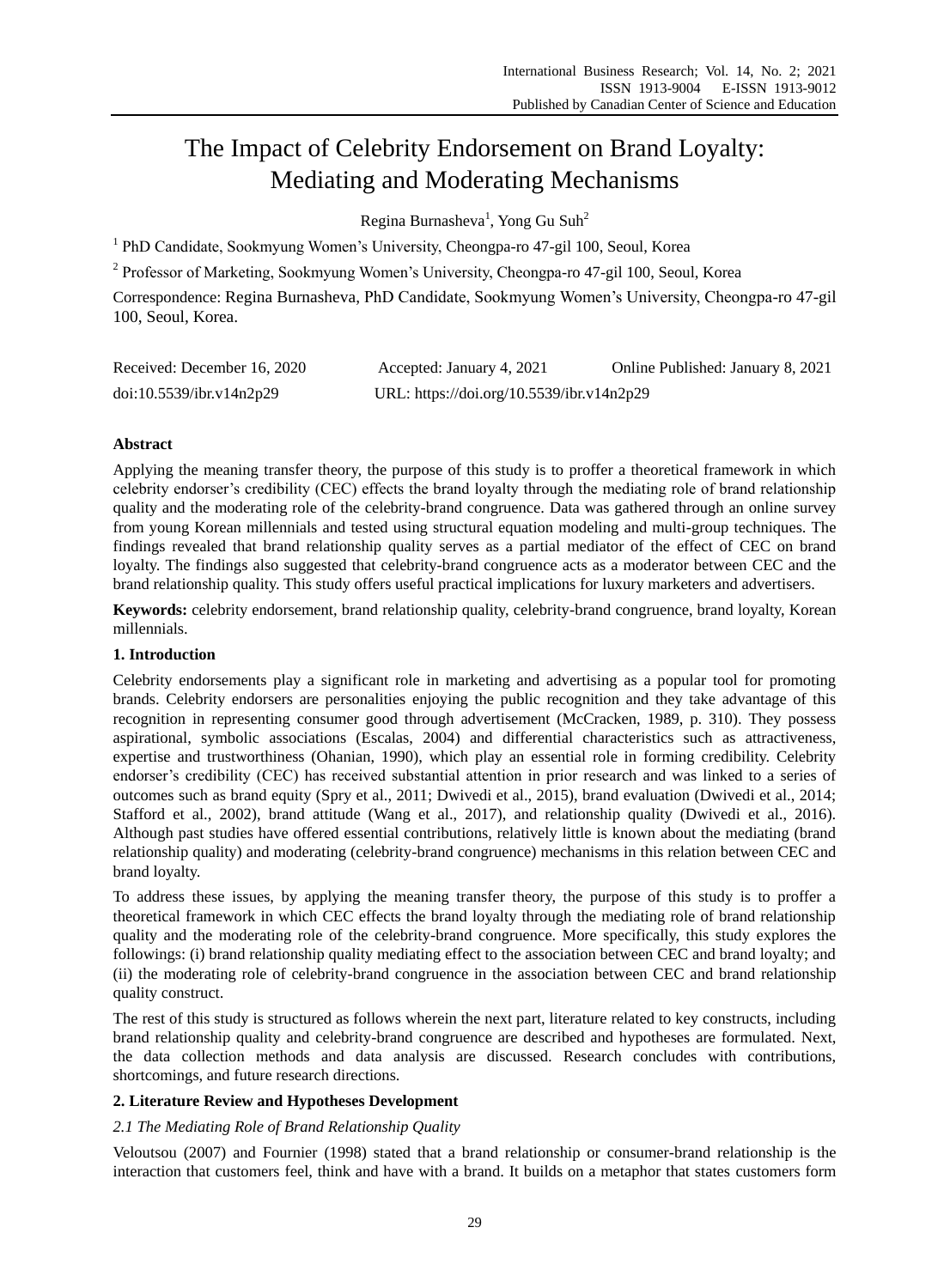# The Impact of Celebrity Endorsement on Brand Loyalty: Mediating and Moderating Mechanisms

Regina Burnasheva[1], Yong Gu Suh[2]

[1] PhD Candidate, Sookmyung Women's University, Cheongpa-ro 47-gil 100, Seoul, Korea

[2] Professor of Marketing, Sookmyung Women's University, Cheongpa-ro 47-gil 100, Seoul, Korea

Correspondence: Regina Burnasheva, PhD Candidate, Sookmyung Women's University, Cheongpa-ro 47-gil 100, Seoul, Korea.

Received: December 16, 2020 Accepted: January 4, 2021 Online Published: January 8, 2021

doi:10.5539/ibr.v14n2p29 URL: https://doi.org/10.5539/ibr.v14n2p29

## Abstract

Applying the meaning transfer theory, the purpose of this study is to proffer a theoretical framework in which celebrity endorser's credibility (CEC) effects the brand loyalty through the mediating role of brand relationship quality and the moderating role of the celebrity-brand congruence. Data was gathered through an online survey from young Korean millennials and tested using structural equation modeling and multi-group techniques. The findings revealed that brand relationship quality serves as a partial mediator of the effect of CEC on brand loyalty. The findings also suggested that celebrity-brand congruence acts as a moderator between CEC and the brand relationship quality. This study offers useful practical implications for luxury marketers and advertisers.

**Keywords:** celebrity endorsement, brand relationship quality, celebrity-brand congruence, brand loyalty, Korean millennials.

## 1. Introduction

Celebrity endorsements play a significant role in marketing and advertising as a popular tool for promoting brands. Celebrity endorsers are personalities enjoying the public recognition and they take advantage of this recognition in representing consumer good through advertisement (McCracken, 1989, p. 310). They possess aspirational, symbolic associations (Escalas, 2004) and differential characteristics such as attractiveness, expertise and trustworthiness (Ohanian, 1990), which play an essential role in forming credibility. Celebrity endorser's credibility (CEC) has received substantial attention in prior research and was linked to a series of outcomes such as brand equity (Spry et al., 2011; Dwivedi et al., 2015), brand evaluation (Dwivedi et al., 2014; Stafford et al., 2002), brand attitude (Wang et al., 2017), and relationship quality (Dwivedi et al., 2016). Although past studies have offered essential contributions, relatively little is known about the mediating (brand relationship quality) and moderating (celebrity-brand congruence) mechanisms in this relation between CEC and brand loyalty.

To address these issues, by applying the meaning transfer theory, the purpose of this study is to proffer a theoretical framework in which CEC effects the brand loyalty through the mediating role of brand relationship quality and the moderating role of the celebrity-brand congruence. More specifically, this study explores the followings: (i) brand relationship quality mediating effect to the association between CEC and brand loyalty; and (ii) the moderating role of celebrity-brand congruence in the association between CEC and brand relationship quality construct.

The rest of this study is structured as follows wherein the next part, literature related to key constructs, including brand relationship quality and celebrity-brand congruence are described and hypotheses are formulated. Next, the data collection methods and data analysis are discussed. Research concludes with contributions, shortcomings, and future research directions.

## 2. Literature Review and Hypotheses Development

### *2.1 The Mediating Role of Brand Relationship Quality*

Veloutsou (2007) and Fournier (1998) stated that a brand relationship or consumer-brand relationship is the interaction that customers feel, think and have with a brand. It builds on a metaphor that states customers form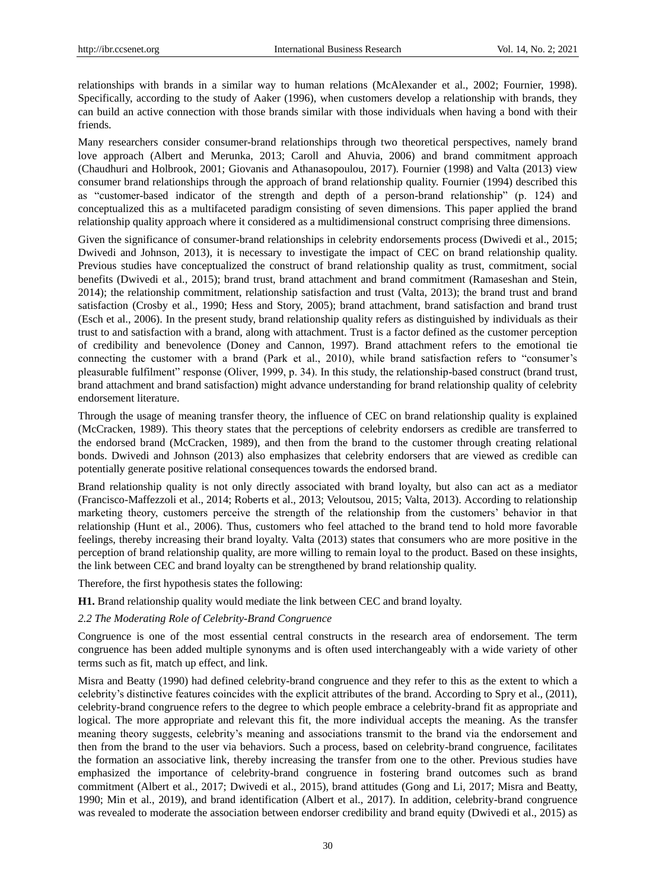relationships with brands in a similar way to human relations (McAlexander et al., 2002; Fournier, 1998). Specifically, according to the study of Aaker (1996), when customers develop a relationship with brands, they can build an active connection with those brands similar with those individuals when having a bond with their friends.

Many researchers consider consumer-brand relationships through two theoretical perspectives, namely brand love approach (Albert and Merunka, 2013; Caroll and Ahuvia, 2006) and brand commitment approach (Chaudhuri and Holbrook, 2001; Giovanis and Athanasopoulou, 2017). Fournier (1998) and Valta (2013) view consumer brand relationships through the approach of brand relationship quality. Fournier (1994) described this as "customer-based indicator of the strength and depth of a person-brand relationship" (p. 124) and conceptualized this as a multifaceted paradigm consisting of seven dimensions. This paper applied the brand relationship quality approach where it considered as a multidimensional construct comprising three dimensions.

Given the significance of consumer-brand relationships in celebrity endorsements process (Dwivedi et al., 2015; Dwivedi and Johnson, 2013), it is necessary to investigate the impact of CEC on brand relationship quality. Previous studies have conceptualized the construct of brand relationship quality as trust, commitment, social benefits (Dwivedi et al., 2015); brand trust, brand attachment and brand commitment (Ramaseshan and Stein, 2014); the relationship commitment, relationship satisfaction and trust (Valta, 2013); the brand trust and brand satisfaction (Crosby et al., 1990; Hess and Story, 2005); brand attachment, brand satisfaction and brand trust (Esch et al., 2006). In the present study, brand relationship quality refers as distinguished by individuals as their trust to and satisfaction with a brand, along with attachment. Trust is a factor defined as the customer perception of credibility and benevolence (Doney and Cannon, 1997). Brand attachment refers to the emotional tie connecting the customer with a brand (Park et al., 2010), while brand satisfaction refers to "consumer's pleasurable fulfilment" response (Oliver, 1999, p. 34). In this study, the relationship-based construct (brand trust, brand attachment and brand satisfaction) might advance understanding for brand relationship quality of celebrity endorsement literature.

Through the usage of meaning transfer theory, the influence of CEC on brand relationship quality is explained (McCracken, 1989). This theory states that the perceptions of celebrity endorsers as credible are transferred to the endorsed brand (McCracken, 1989), and then from the brand to the customer through creating relational bonds. Dwivedi and Johnson (2013) also emphasizes that celebrity endorsers that are viewed as credible can potentially generate positive relational consequences towards the endorsed brand.

Brand relationship quality is not only directly associated with brand loyalty, but also can act as a mediator (Francisco-Maffezzoli et al., 2014; Roberts et al., 2013; Veloutsou, 2015; Valta, 2013). According to relationship marketing theory, customers perceive the strength of the relationship from the customers' behavior in that relationship (Hunt et al., 2006). Thus, customers who feel attached to the brand tend to hold more favorable feelings, thereby increasing their brand loyalty. Valta (2013) states that consumers who are more positive in the perception of brand relationship quality, are more willing to remain loyal to the product. Based on these insights, the link between CEC and brand loyalty can be strengthened by brand relationship quality.

Therefore, the first hypothesis states the following:

**H1.** Brand relationship quality would mediate the link between CEC and brand loyalty.

### *2.2 The Moderating Role of Celebrity-Brand Congruence*

Congruence is one of the most essential central constructs in the research area of endorsement. The term congruence has been added multiple synonyms and is often used interchangeably with a wide variety of other terms such as fit, match up effect, and link.

Misra and Beatty (1990) had defined celebrity-brand congruence and they refer to this as the extent to which a celebrity's distinctive features coincides with the explicit attributes of the brand. According to Spry et al., (2011), celebrity-brand congruence refers to the degree to which people embrace a celebrity-brand fit as appropriate and logical. The more appropriate and relevant this fit, the more individual accepts the meaning. As the transfer meaning theory suggests, celebrity's meaning and associations transmit to the brand via the endorsement and then from the brand to the user via behaviors. Such a process, based on celebrity-brand congruence, facilitates the formation an associative link, thereby increasing the transfer from one to the other. Previous studies have emphasized the importance of celebrity-brand congruence in fostering brand outcomes such as brand commitment (Albert et al., 2017; Dwivedi et al., 2015), brand attitudes (Gong and Li, 2017; Misra and Beatty, 1990; Min et al., 2019), and brand identification (Albert et al., 2017). In addition, celebrity-brand congruence was revealed to moderate the association between endorser credibility and brand equity (Dwivedi et al., 2015) as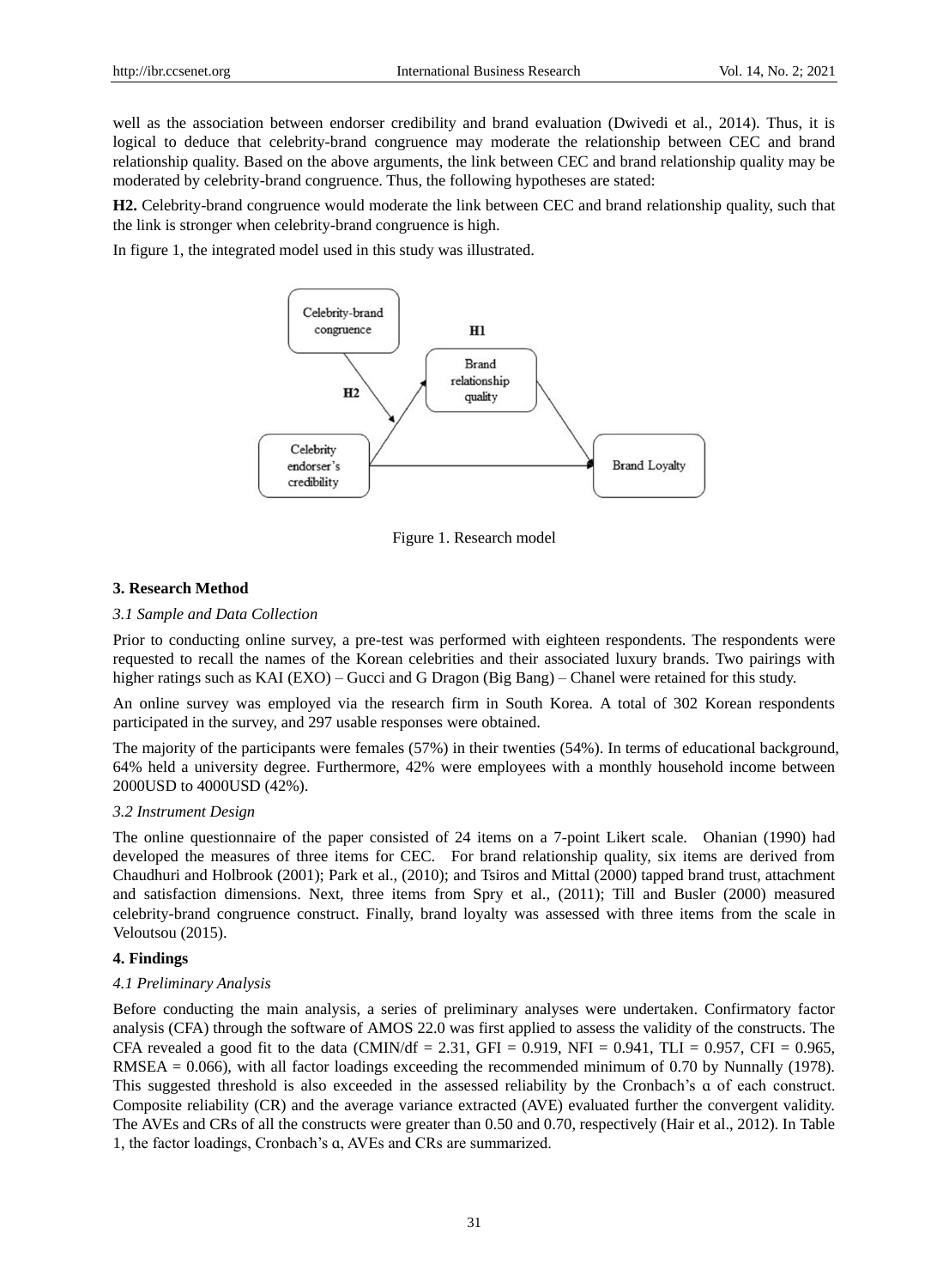well as the association between endorser credibility and brand evaluation (Dwivedi et al., 2014). Thus, it is logical to deduce that celebrity-brand congruence may moderate the relationship between CEC and brand relationship quality. Based on the above arguments, the link between CEC and brand relationship quality may be moderated by celebrity-brand congruence. Thus, the following hypotheses are stated:

**H2.** Celebrity-brand congruence would moderate the link between CEC and brand relationship quality, such that the link is stronger when celebrity-brand congruence is high.

In figure 1, the integrated model used in this study was illustrated.

Figure 1. Research model

### 3. Research Method

#### *3.1 Sample and Data Collection*

Prior to conducting online survey, a pre-test was performed with eighteen respondents. The respondents were requested to recall the names of the Korean celebrities and their associated luxury brands. Two pairings with higher ratings such as KAI (EXO) – Gucci and G Dragon (Big Bang) – Chanel were retained for this study.

An online survey was employed via the research firm in South Korea. A total of 302 Korean respondents participated in the survey, and 297 usable responses were obtained.

The majority of the participants were females (57%) in their twenties (54%). In terms of educational background, 64% held a university degree. Furthermore, 42% were employees with a monthly household income between 2000USD to 4000USD (42%).

#### *3.2 Instrument Design*

The online questionnaire of the paper consisted of 24 items on a 7-point Likert scale. Ohanian (1990) had developed the measures of three items for CEC. For brand relationship quality, six items are derived from Chaudhuri and Holbrook (2001); Park et al., (2010); and Tsiros and Mittal (2000) tapped brand trust, attachment and satisfaction dimensions. Next, three items from Spry et al., (2011); Till and Busler (2000) measured celebrity-brand congruence construct. Finally, brand loyalty was assessed with three items from the scale in Veloutsou (2015).

### 4. Findings

#### *4.1 Preliminary Analysis*

Before conducting the main analysis, a series of preliminary analyses were undertaken. Confirmatory factor analysis (CFA) through the software of AMOS 22.0 was first applied to assess the validity of the constructs. The CFA revealed a good fit to the data (CMIN/df = 2.31, GFI = 0.919, NFI = 0.941, TLI = 0.957, CFI = 0.965, RMSEA = 0.066), with all factor loadings exceeding the recommended minimum of 0.70 by Nunnally (1978). This suggested threshold is also exceeded in the assessed reliability by the Cronbach's α of each construct. Composite reliability (CR) and the average variance extracted (AVE) evaluated further the convergent validity. The AVEs and CRs of all the constructs were greater than 0.50 and 0.70, respectively (Hair et al., 2012). In Table 1, the factor loadings, Cronbach's α, AVEs and CRs are summarized.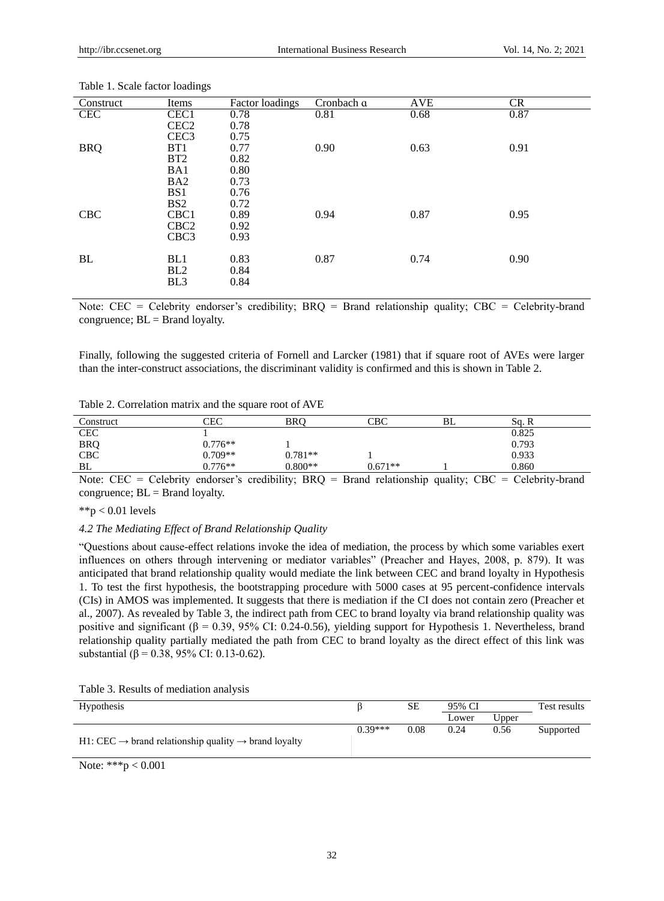Table 1. Scale factor loadings

| Construct | Items | Factor loadings | Cronbach α | AVE | CR |
|---|---|---|---|---|---|
| CEC | CEC1 | 0.78 | 0.81 | 0.68 | 0.87 |
| | CEC2 | 0.78 | | | |
| | CEC3 | 0.75 | | | |
| BRQ | BT1 | 0.77 | 0.90 | 0.63 | 0.91 |
| | BT2 | 0.82 | | | |
| | BA1 | 0.80 | | | |
| | BA2 | 0.73 | | | |
| | BS1 | 0.76 | | | |
| | BS2 | 0.72 | | | |
| CBC | CBC1 | 0.89 | 0.94 | 0.87 | 0.95 |
| | CBC2 | 0.92 | | | |
| | CBC3 | 0.93 | | | |
| BL | BL1 | 0.83 | 0.87 | 0.74 | 0.90 |
| | BL2 | 0.84 | | | |
| | BL3 | 0.84 | | | |

Note: CEC = Celebrity endorser's credibility; BRQ = Brand relationship quality; CBC = Celebrity-brand congruence; BL = Brand loyalty.

Finally, following the suggested criteria of Fornell and Larcker (1981) that if square root of AVEs were larger than the inter-construct associations, the discriminant validity is confirmed and this is shown in Table 2.

Table 2. Correlation matrix and the square root of AVE

| Construct | CEC | BRQ | CBC | BL | Sq. R |
|---|---|---|---|---|---|
| CEC | 1 | | | | 0.825 |
| BRQ | 0.776** | 1 | | | 0.793 |
| CBC | 0.709** | 0.781** | 1 | | 0.933 |
| BL | 0.776** | 0.800** | 0.671** | 1 | 0.860 |

Note: CEC = Celebrity endorser's credibility; BRQ = Brand relationship quality; CBC = Celebrity-brand congruence; BL = Brand loyalty.

**$p < 0.01$ levels

*4.2 The Mediating Effect of Brand Relationship Quality*

"Questions about cause-effect relations invoke the idea of mediation, the process by which some variables exert influences on others through intervening or mediator variables" (Preacher and Hayes, 2008, p. 879). It was anticipated that brand relationship quality would mediate the link between CEC and brand loyalty in Hypothesis 1. To test the first hypothesis, the bootstrapping procedure with 5000 cases at 95 percent-confidence intervals (CIs) in AMOS was implemented. It suggests that there is mediation if the CI does not contain zero (Preacher et al., 2007). As revealed by Table 3, the indirect path from CEC to brand loyalty via brand relationship quality was positive and significant ($\beta = 0.39$, 95% CI: 0.24-0.56), yielding support for Hypothesis 1. Nevertheless, brand relationship quality partially mediated the path from CEC to brand loyalty as the direct effect of this link was substantial ($\beta = 0.38$, 95% CI: 0.13-0.62).

Table 3. Results of mediation analysis

| Hypothesis | β | SE | 95% CI | | Test results |
|---|---|---|---|---|---|
| | | | Lower | Upper | |
| H1: CEC → brand relationship quality → brand loyalty | 0.39*** | 0.08 | 0.24 | 0.56 | Supported |

Note: ***$p < 0.001$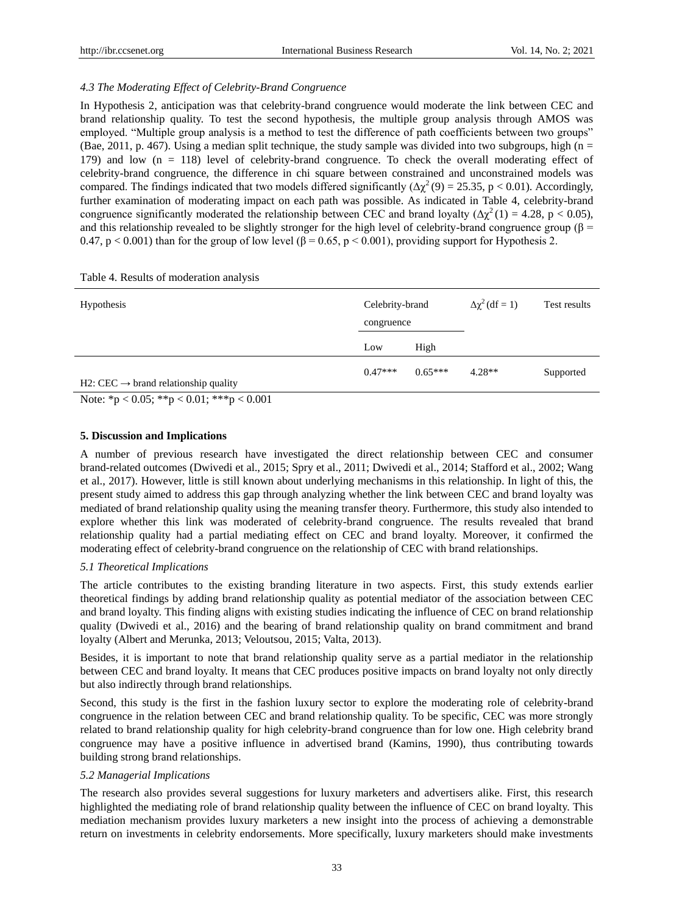### *4.3 The Moderating Effect of Celebrity-Brand Congruence*

In Hypothesis 2, anticipation was that celebrity-brand congruence would moderate the link between CEC and brand relationship quality. To test the second hypothesis, the multiple group analysis through AMOS was employed. "Multiple group analysis is a method to test the difference of path coefficients between two groups" (Bae, 2011, p. 467). Using a median split technique, the study sample was divided into two subgroups, high ($n = 179$) and low ($n = 118$) level of celebrity-brand congruence. To check the overall moderating effect of celebrity-brand congruence, the difference in chi square between constrained and unconstrained models was compared. The findings indicated that two models differed significantly ($\Delta\chi^2(9) = 25.35$, $p < 0.01$). Accordingly, further examination of moderating impact on each path was possible. As indicated in Table 4, celebrity-brand congruence significantly moderated the relationship between CEC and brand loyalty ($\Delta\chi^2(1) = 4.28$, $p < 0.05$), and this relationship revealed to be slightly stronger for the high level of celebrity-brand congruence group ($\beta = 0.47$, $p < 0.001$) than for the group of low level ($\beta = 0.65$, $p < 0.001$), providing support for Hypothesis 2.

Table 4. Results of moderation analysis

| Hypothesis | Celebrity-brand congruence | | $\Delta\chi^2$ (df = 1) | Test results |
|---|---|---|---|---|
| | Low | High | | |
| H2: CEC → brand relationship quality | 0.47*** | 0.65*** | 4.28** | Supported |

Note: *p < 0.05; **p < 0.01; ***p < 0.001

## 5. Discussion and Implications

A number of previous research have investigated the direct relationship between CEC and consumer brand-related outcomes (Dwivedi et al., 2015; Spry et al., 2011; Dwivedi et al., 2014; Stafford et al., 2002; Wang et al., 2017). However, little is still known about underlying mechanisms in this relationship. In light of this, the present study aimed to address this gap through analyzing whether the link between CEC and brand loyalty was mediated of brand relationship quality using the meaning transfer theory. Furthermore, this study also intended to explore whether this link was moderated of celebrity-brand congruence. The results revealed that brand relationship quality had a partial mediating effect on CEC and brand loyalty. Moreover, it confirmed the moderating effect of celebrity-brand congruence on the relationship of CEC with brand relationships.

### *5.1 Theoretical Implications*

The article contributes to the existing branding literature in two aspects. First, this study extends earlier theoretical findings by adding brand relationship quality as potential mediator of the association between CEC and brand loyalty. This finding aligns with existing studies indicating the influence of CEC on brand relationship quality (Dwivedi et al., 2016) and the bearing of brand relationship quality on brand commitment and brand loyalty (Albert and Merunka, 2013; Veloutsou, 2015; Valta, 2013).

Besides, it is important to note that brand relationship quality serve as a partial mediator in the relationship between CEC and brand loyalty. It means that CEC produces positive impacts on brand loyalty not only directly but also indirectly through brand relationships.

Second, this study is the first in the fashion luxury sector to explore the moderating role of celebrity-brand congruence in the relation between CEC and brand relationship quality. To be specific, CEC was more strongly related to brand relationship quality for high celebrity-brand congruence than for low one. High celebrity brand congruence may have a positive influence in advertised brand (Kamins, 1990), thus contributing towards building strong brand relationships.

### *5.2 Managerial Implications*

The research also provides several suggestions for luxury marketers and advertisers alike. First, this research highlighted the mediating role of brand relationship quality between the influence of CEC on brand loyalty. This mediation mechanism provides luxury marketers a new insight into the process of achieving a demonstrable return on investments in celebrity endorsements. More specifically, luxury marketers should make investments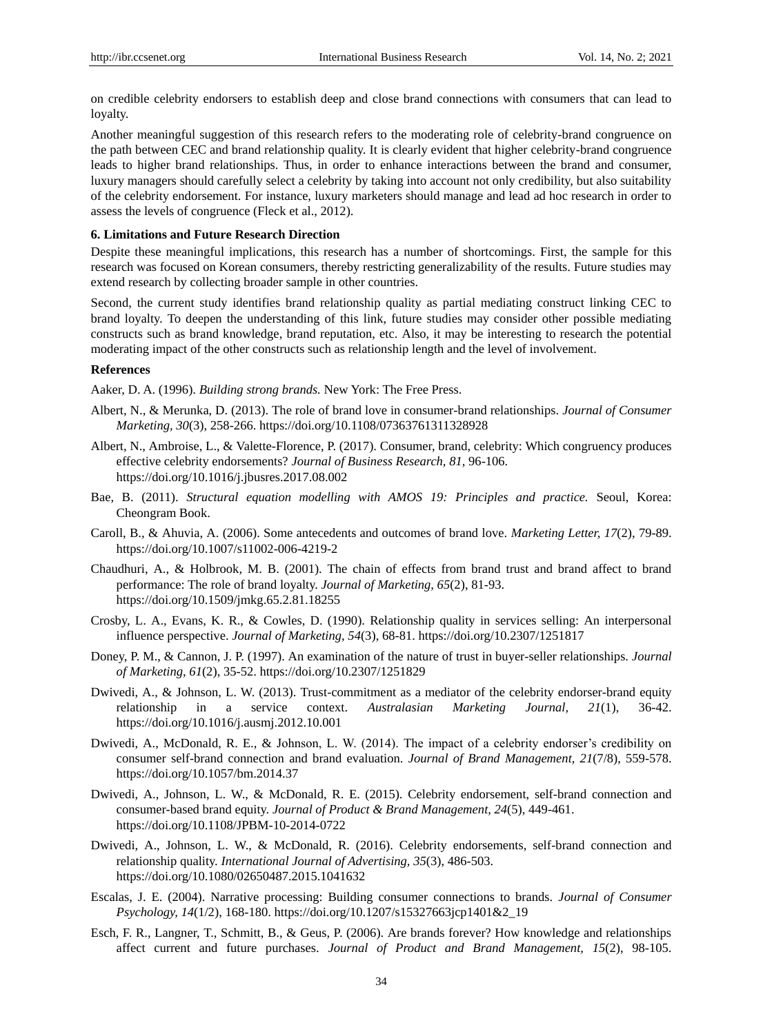on credible celebrity endorsers to establish deep and close brand connections with consumers that can lead to loyalty.

Another meaningful suggestion of this research refers to the moderating role of celebrity-brand congruence on the path between CEC and brand relationship quality. It is clearly evident that higher celebrity-brand congruence leads to higher brand relationships. Thus, in order to enhance interactions between the brand and consumer, luxury managers should carefully select a celebrity by taking into account not only credibility, but also suitability of the celebrity endorsement. For instance, luxury marketers should manage and lead ad hoc research in order to assess the levels of congruence (Fleck et al., 2012).

## 6. Limitations and Future Research Direction

Despite these meaningful implications, this research has a number of shortcomings. First, the sample for this research was focused on Korean consumers, thereby restricting generalizability of the results. Future studies may extend research by collecting broader sample in other countries.

Second, the current study identifies brand relationship quality as partial mediating construct linking CEC to brand loyalty. To deepen the understanding of this link, future studies may consider other possible mediating constructs such as brand knowledge, brand reputation, etc. Also, it may be interesting to research the potential moderating impact of the other constructs such as relationship length and the level of involvement.

## References

Aaker, D. A. (1996). *Building strong brands.* New York: The Free Press.

Albert, N., & Merunka, D. (2013). The role of brand love in consumer-brand relationships. *Journal of Consumer Marketing, 30*(3), 258-266. https://doi.org/10.1108/07363761311328928

Albert, N., Ambroise, L., & Valette-Florence, P. (2017). Consumer, brand, celebrity: Which congruency produces effective celebrity endorsements? *Journal of Business Research, 81*, 96-106. https://doi.org/10.1016/j.jbusres.2017.08.002

Bae, B. (2011). *Structural equation modelling with AMOS 19: Principles and practice.* Seoul, Korea: Cheongram Book.

Caroll, B., & Ahuvia, A. (2006). Some antecedents and outcomes of brand love. *Marketing Letter, 17*(2), 79-89. https://doi.org/10.1007/s11002-006-4219-2

Chaudhuri, A., & Holbrook, M. B. (2001). The chain of effects from brand trust and brand affect to brand performance: The role of brand loyalty. *Journal of Marketing, 65*(2), 81-93. https://doi.org/10.1509/jmkg.65.2.81.18255

Crosby, L. A., Evans, K. R., & Cowles, D. (1990). Relationship quality in services selling: An interpersonal influence perspective. *Journal of Marketing, 54*(3), 68-81. https://doi.org/10.2307/1251817

Doney, P. M., & Cannon, J. P. (1997). An examination of the nature of trust in buyer-seller relationships. *Journal of Marketing, 61*(2), 35-52. https://doi.org/10.2307/1251829

Dwivedi, A., & Johnson, L. W. (2013). Trust-commitment as a mediator of the celebrity endorser-brand equity relationship in a service context. *Australasian Marketing Journal, 21*(1), 36-42. https://doi.org/10.1016/j.ausmj.2012.10.001

Dwivedi, A., McDonald, R. E., & Johnson, L. W. (2014). The impact of a celebrity endorser's credibility on consumer self-brand connection and brand evaluation. *Journal of Brand Management, 21*(7/8), 559-578. https://doi.org/10.1057/bm.2014.37

Dwivedi, A., Johnson, L. W., & McDonald, R. E. (2015). Celebrity endorsement, self-brand connection and consumer-based brand equity. *Journal of Product & Brand Management, 24*(5), 449-461. https://doi.org/10.1108/JPBM-10-2014-0722

Dwivedi, A., Johnson, L. W., & McDonald, R. (2016). Celebrity endorsements, self-brand connection and relationship quality. *International Journal of Advertising, 35*(3), 486-503. https://doi.org/10.1080/02650487.2015.1041632

Escalas, J. E. (2004). Narrative processing: Building consumer connections to brands. *Journal of Consumer Psychology, 14*(1/2), 168-180. https://doi.org/10.1207/s15327663jcp1401&2_19

Esch, F. R., Langner, T., Schmitt, B., & Geus, P. (2006). Are brands forever? How knowledge and relationships affect current and future purchases. *Journal of Product and Brand Management, 15*(2), 98-105.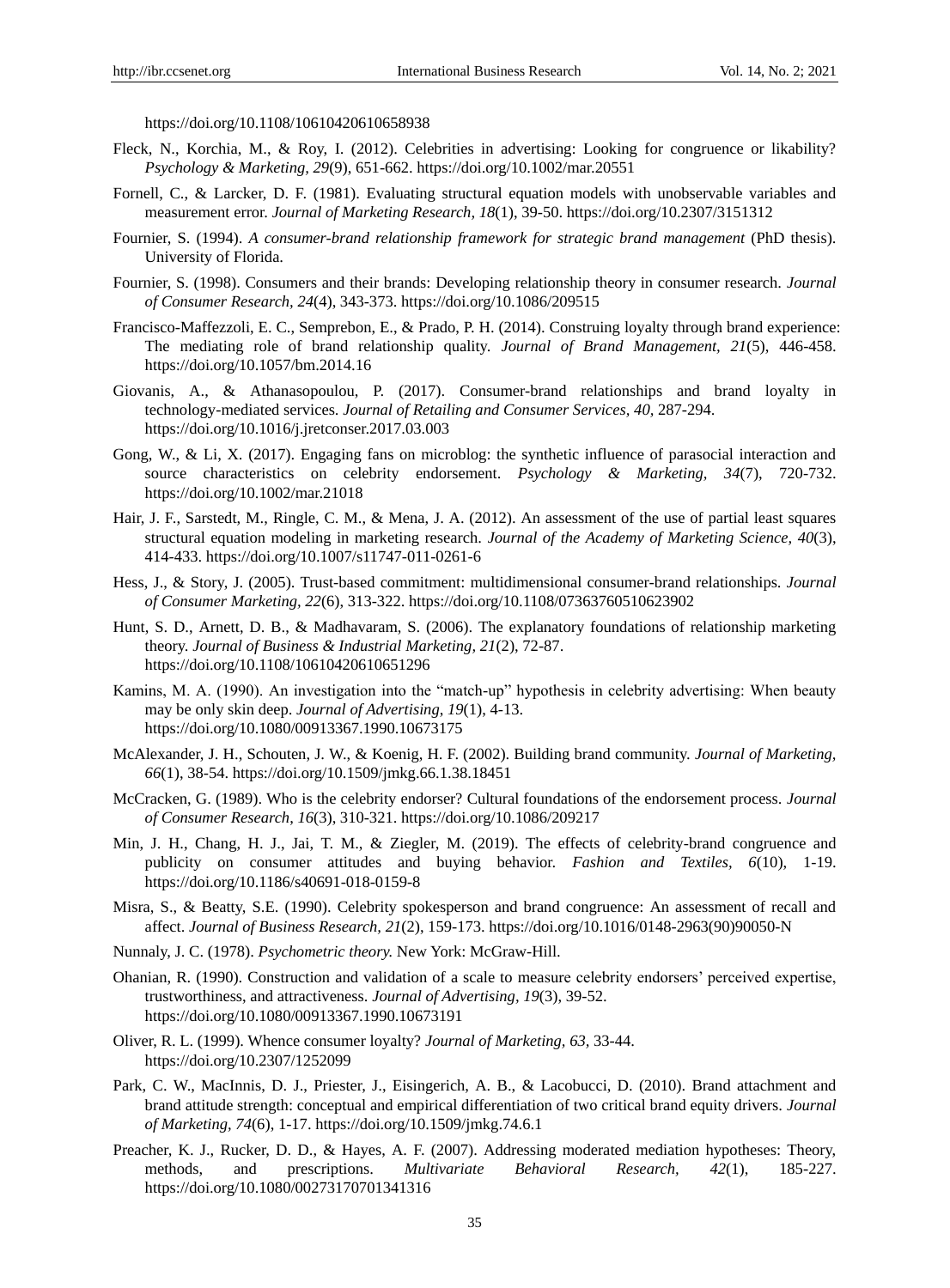https://doi.org/10.1108/10610420610658938

Fleck, N., Korchia, M., & Roy, I. (2012). Celebrities in advertising: Looking for congruence or likability? *Psychology & Marketing, 29*(9), 651-662. https://doi.org/10.1002/mar.20551

Fornell, C., & Larcker, D. F. (1981). Evaluating structural equation models with unobservable variables and measurement error. *Journal of Marketing Research, 18*(1), 39-50. https://doi.org/10.2307/3151312

Fournier, S. (1994). *A consumer-brand relationship framework for strategic brand management* (PhD thesis). University of Florida.

Fournier, S. (1998). Consumers and their brands: Developing relationship theory in consumer research. *Journal of Consumer Research, 24*(4), 343-373. https://doi.org/10.1086/209515

Francisco-Maffezzoli, E. C., Semprebon, E., & Prado, P. H. (2014). Construing loyalty through brand experience: The mediating role of brand relationship quality. *Journal of Brand Management, 21*(5), 446-458. https://doi.org/10.1057/bm.2014.16

Giovanis, A., & Athanasopoulou, P. (2017). Consumer-brand relationships and brand loyalty in technology-mediated services. *Journal of Retailing and Consumer Services, 40*, 287-294. https://doi.org/10.1016/j.jretconser.2017.03.003

Gong, W., & Li, X. (2017). Engaging fans on microblog: the synthetic influence of parasocial interaction and source characteristics on celebrity endorsement. *Psychology & Marketing, 34*(7), 720-732. https://doi.org/10.1002/mar.21018

Hair, J. F., Sarstedt, M., Ringle, C. M., & Mena, J. A. (2012). An assessment of the use of partial least squares structural equation modeling in marketing research. *Journal of the Academy of Marketing Science, 40*(3), 414-433. https://doi.org/10.1007/s11747-011-0261-6

Hess, J., & Story, J. (2005). Trust-based commitment: multidimensional consumer-brand relationships. *Journal of Consumer Marketing, 22*(6), 313-322. https://doi.org/10.1108/07363760510623902

Hunt, S. D., Arnett, D. B., & Madhavaram, S. (2006). The explanatory foundations of relationship marketing theory. *Journal of Business & Industrial Marketing, 21*(2), 72-87. https://doi.org/10.1108/10610420610651296

Kamins, M. A. (1990). An investigation into the "match-up" hypothesis in celebrity advertising: When beauty may be only skin deep. *Journal of Advertising, 19*(1), 4-13. https://doi.org/10.1080/00913367.1990.10673175

McAlexander, J. H., Schouten, J. W., & Koenig, H. F. (2002). Building brand community. *Journal of Marketing, 66*(1), 38-54. https://doi.org/10.1509/jmkg.66.1.38.18451

McCracken, G. (1989). Who is the celebrity endorser? Cultural foundations of the endorsement process. *Journal of Consumer Research, 16*(3), 310-321. https://doi.org/10.1086/209217

Min, J. H., Chang, H. J., Jai, T. M., & Ziegler, M. (2019). The effects of celebrity-brand congruence and publicity on consumer attitudes and buying behavior. *Fashion and Textiles, 6*(10), 1-19. https://doi.org/10.1186/s40691-018-0159-8

Misra, S., & Beatty, S.E. (1990). Celebrity spokesperson and brand congruence: An assessment of recall and affect. *Journal of Business Research, 21*(2), 159-173. https://doi.org/10.1016/0148-2963(90)90050-N

Nunnaly, J. C. (1978). *Psychometric theory.* New York: McGraw-Hill.

Ohanian, R. (1990). Construction and validation of a scale to measure celebrity endorsers' perceived expertise, trustworthiness, and attractiveness. *Journal of Advertising, 19*(3), 39-52. https://doi.org/10.1080/00913367.1990.10673191

Oliver, R. L. (1999). Whence consumer loyalty? *Journal of Marketing, 63*, 33-44. https://doi.org/10.2307/1252099

Park, C. W., MacInnis, D. J., Priester, J., Eisingerich, A. B., & Lacobucci, D. (2010). Brand attachment and brand attitude strength: conceptual and empirical differentiation of two critical brand equity drivers. *Journal of Marketing, 74*(6), 1-17. https://doi.org/10.1509/jmkg.74.6.1

Preacher, K. J., Rucker, D. D., & Hayes, A. F. (2007). Addressing moderated mediation hypotheses: Theory, methods, and prescriptions. *Multivariate Behavioral Research, 42*(1), 185-227. https://doi.org/10.1080/00273170701341316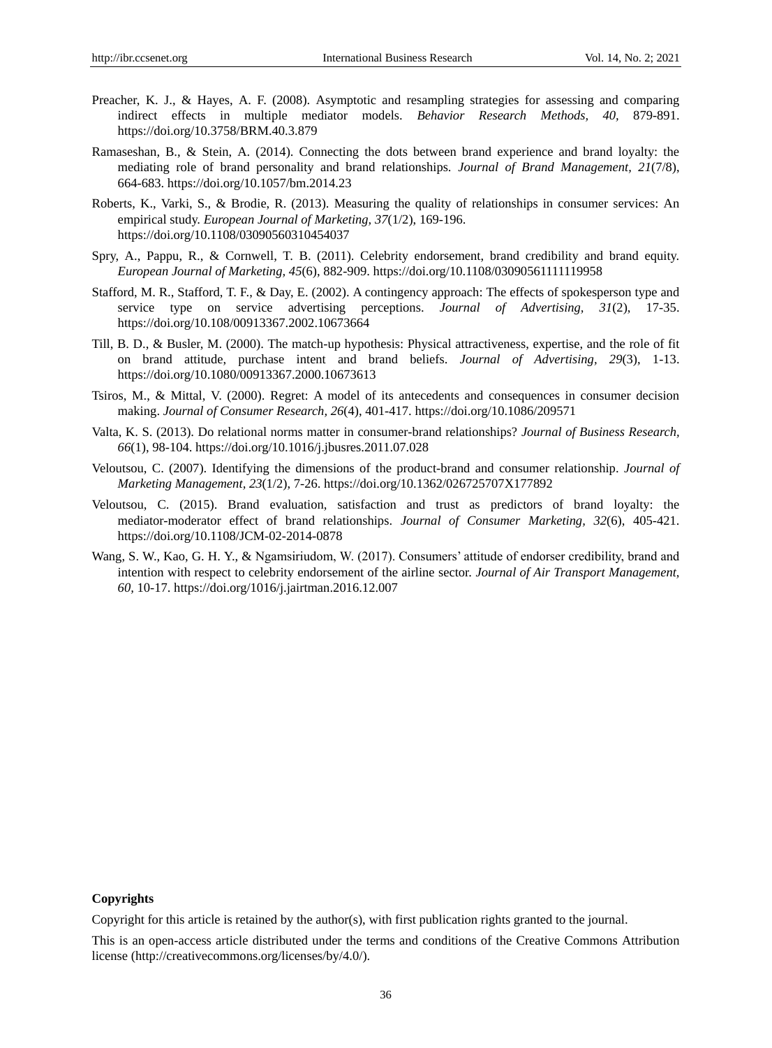Preacher, K. J., & Hayes, A. F. (2008). Asymptotic and resampling strategies for assessing and comparing indirect effects in multiple mediator models. *Behavior Research Methods, 40,* 879-891. https://doi.org/10.3758/BRM.40.3.879

Ramaseshan, B., & Stein, A. (2014). Connecting the dots between brand experience and brand loyalty: the mediating role of brand personality and brand relationships. *Journal of Brand Management, 21*(7/8), 664-683. https://doi.org/10.1057/bm.2014.23

Roberts, K., Varki, S., & Brodie, R. (2013). Measuring the quality of relationships in consumer services: An empirical study. *European Journal of Marketing, 37*(1/2), 169-196. https://doi.org/10.1108/03090560310454037

Spry, A., Pappu, R., & Cornwell, T. B. (2011). Celebrity endorsement, brand credibility and brand equity. *European Journal of Marketing, 45*(6), 882-909. https://doi.org/10.1108/03090561111119958

Stafford, M. R., Stafford, T. F., & Day, E. (2002). A contingency approach: The effects of spokesperson type and service type on service advertising perceptions. *Journal of Advertising, 31*(2), 17-35. https://doi.org/10.108/00913367.2002.10673664

Till, B. D., & Busler, M. (2000). The match-up hypothesis: Physical attractiveness, expertise, and the role of fit on brand attitude, purchase intent and brand beliefs. *Journal of Advertising, 29*(3), 1-13. https://doi.org/10.1080/00913367.2000.10673613

Tsiros, M., & Mittal, V. (2000). Regret: A model of its antecedents and consequences in consumer decision making. *Journal of Consumer Research, 26*(4), 401-417. https://doi.org/10.1086/209571

Valta, K. S. (2013). Do relational norms matter in consumer-brand relationships? *Journal of Business Research, 66*(1), 98-104. https://doi.org/10.1016/j.jbusres.2011.07.028

Veloutsou, C. (2007). Identifying the dimensions of the product-brand and consumer relationship. *Journal of Marketing Management, 23*(1/2), 7-26. https://doi.org/10.1362/026725707X177892

Veloutsou, C. (2015). Brand evaluation, satisfaction and trust as predictors of brand loyalty: the mediator-moderator effect of brand relationships. *Journal of Consumer Marketing, 32*(6), 405-421. https://doi.org/10.1108/JCM-02-2014-0878

Wang, S. W., Kao, G. H. Y., & Ngamsiriudom, W. (2017). Consumers' attitude of endorser credibility, brand and intention with respect to celebrity endorsement of the airline sector. *Journal of Air Transport Management, 60,* 10-17. https://doi.org/1016/j.jairtman.2016.12.007

**Copyrights**

Copyright for this article is retained by the author(s), with first publication rights granted to the journal.

This is an open-access article distributed under the terms and conditions of the Creative Commons Attribution license (http://creativecommons.org/licenses/by/4.0/).